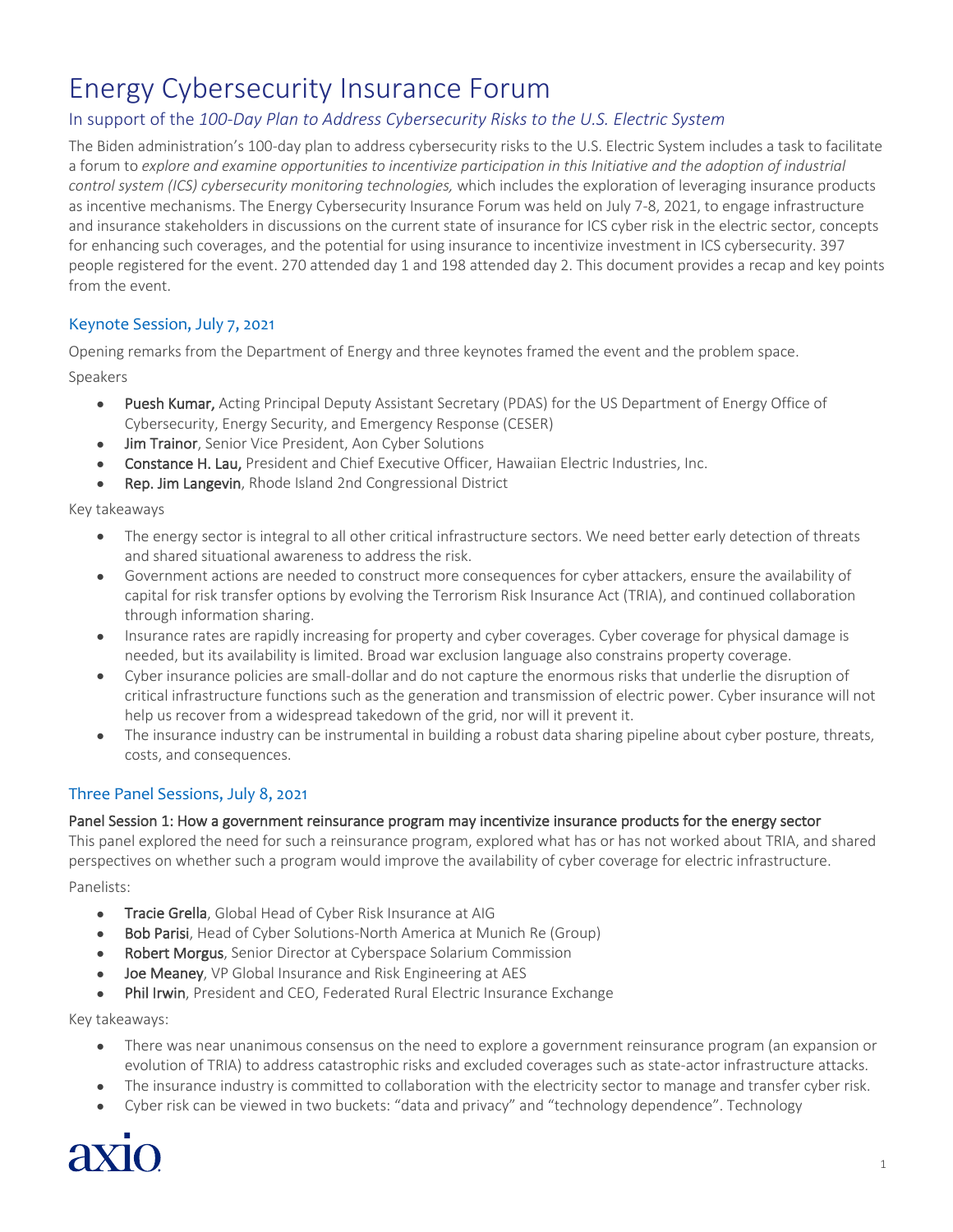# Energy Cybersecurity Insurance Forum

## In support of the *100-Day Plan to Address Cybersecurity Risks to the U.S. Electric System*

The Biden administration's 100-day plan to address cybersecurity risks to the U.S. Electric System includes a task to facilitate a forum to *explore and examine opportunities to incentivize participation in this Initiative and the adoption of industrial control system (ICS) cybersecurity monitoring technologies,* which includes the exploration of leveraging insurance products as incentive mechanisms. The Energy Cybersecurity Insurance Forum was held on July 7-8, 2021, to engage infrastructure and insurance stakeholders in discussions on the current state of insurance for ICS cyber risk in the electric sector, concepts for enhancing such coverages, and the potential for using insurance to incentivize investment in ICS cybersecurity. 397 people registered for the event. 270 attended day 1 and 198 attended day 2. This document provides a recap and key points from the event.

### Keynote Session, July 7, 2021

Opening remarks from the Department of Energy and three keynotes framed the event and the problem space.

Speakers

- **Puesh Kumar,** Acting Principal Deputy Assistant Secretary (PDAS) for the US Department of Energy Office of Cybersecurity, Energy Security, and Emergency Response (CESER)
- **Jim Trainor**, Senior Vice President, Aon Cyber Solutions
- **Constance H. Lau,** President and Chief Executive Officer, Hawaiian Electric Industries, Inc.
- **Rep. Jim Langevin**, Rhode Island 2nd Congressional District

Key takeaways

- The energy sector is integral to all other critical infrastructure sectors. We need better early detection of threats and shared situational awareness to address the risk.
- Government actions are needed to construct more consequences for cyber attackers, ensure the availability of capital for risk transfer options by evolving the Terrorism Risk Insurance Act (TRIA), and continued collaboration through information sharing.
- Insurance rates are rapidly increasing for property and cyber coverages. Cyber coverage for physical damage is needed, but its availability is limited. Broad war exclusion language also constrains property coverage.
- Cyber insurance policies are small-dollar and do not capture the enormous risks that underlie the disruption of critical infrastructure functions such as the generation and transmission of electric power. Cyber insurance will not help us recover from a widespread takedown of the grid, nor will it prevent it.
- The insurance industry can be instrumental in building a robust data sharing pipeline about cyber posture, threats, costs, and consequences.

### Three Panel Sessions, July 8, 2021

**Panel Session 1: How a government reinsurance program may incentivize insurance products for the energy sector**

This panel explored the need for such a reinsurance program, explored what has or has not worked about TRIA, and shared perspectives on whether such a program would improve the availability of cyber coverage for electric infrastructure.

Panelists:

- **Tracie Grella**, Global Head of Cyber Risk Insurance at AIG
- **Bob Parisi**, Head of Cyber Solutions-North America at Munich Re (Group)
- **Robert Morgus**, Senior Director at Cyberspace Solarium Commission
- **Joe Meaney**, VP Global Insurance and Risk Engineering at AES
- **Phil Irwin**, President and CEO, Federated Rural Electric Insurance Exchange

Key takeaways:

- There was near unanimous consensus on the need to explore a government reinsurance program (an expansion or evolution of TRIA) to address catastrophic risks and excluded coverages such as state-actor infrastructure attacks.
- The insurance industry is committed to collaboration with the electricity sector to manage and transfer cyber risk.
- Cyber risk can be viewed in two buckets: "data and privacy" and "technology dependence". Technology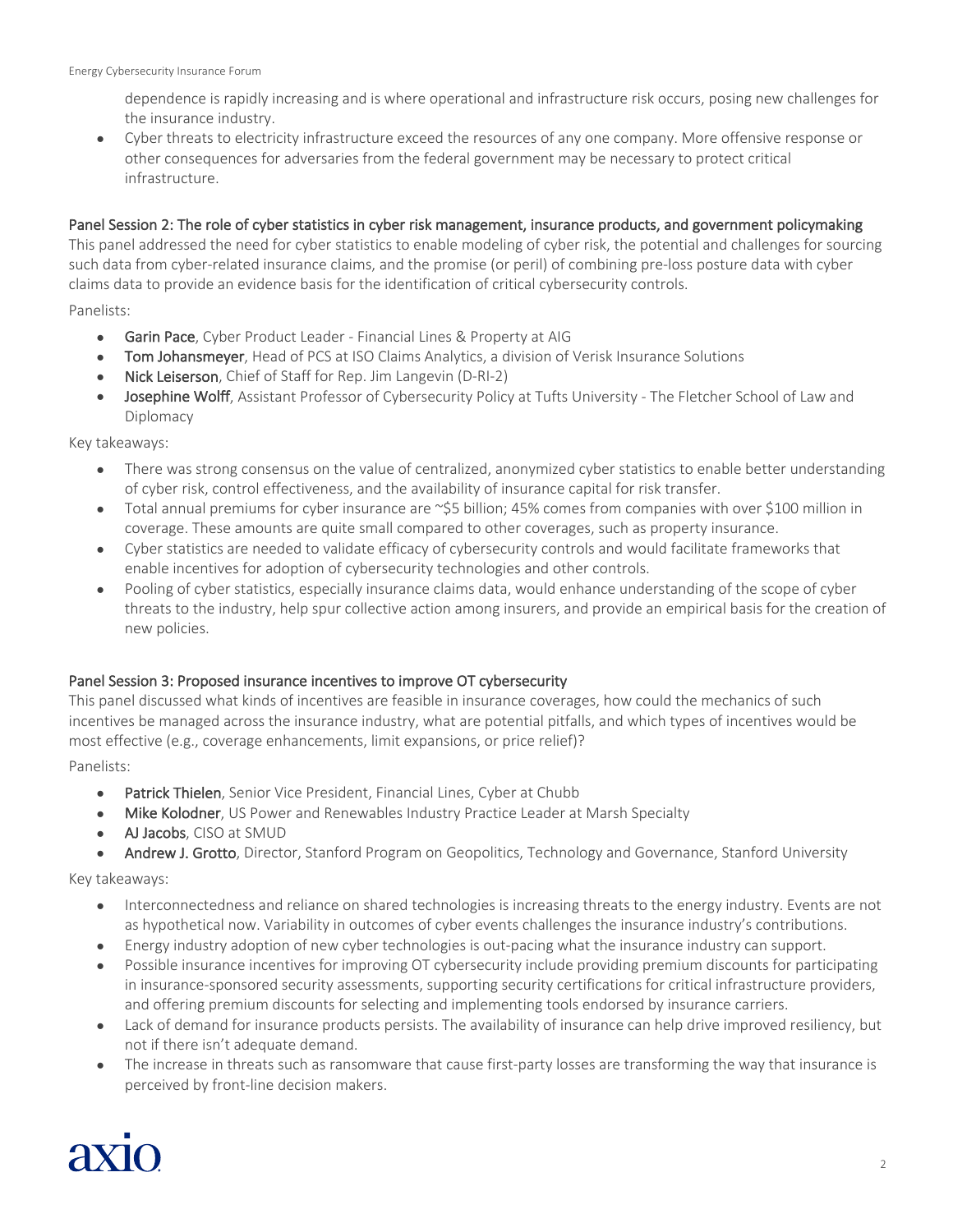dependence is rapidly increasing and is where operational and infrastructure risk occurs, posing new challenges for the insurance industry.

- Cyber threats to electricity infrastructure exceed the resources of any one company. More offensive response or other consequences for adversaries from the federal government may be necessary to protect critical infrastructure.

### Panel Session 2: The role of cyber statistics in cyber risk management, insurance products, and government policymaking

This panel addressed the need for cyber statistics to enable modeling of cyber risk, the potential and challenges for sourcing such data from cyber-related insurance claims, and the promise (or peril) of combining pre-loss posture data with cyber claims data to provide an evidence basis for the identification of critical cybersecurity controls.

Panelists:

- **Garin Pace**, Cyber Product Leader - Financial Lines & Property at AIG
- **Tom Johansmeyer**, Head of PCS at ISO Claims Analytics, a division of Verisk Insurance Solutions
- **Nick Leiserson**, Chief of Staff for Rep. Jim Langevin (D-RI-2)
- **Josephine Wolff**, Assistant Professor of Cybersecurity Policy at Tufts University - The Fletcher School of Law and Diplomacy

Key takeaways:

- There was strong consensus on the value of centralized, anonymized cyber statistics to enable better understanding of cyber risk, control effectiveness, and the availability of insurance capital for risk transfer.
- Total annual premiums for cyber insurance are ~$5 billion; 45% comes from companies with over $100 million in coverage. These amounts are quite small compared to other coverages, such as property insurance.
- Cyber statistics are needed to validate efficacy of cybersecurity controls and would facilitate frameworks that enable incentives for adoption of cybersecurity technologies and other controls.
- Pooling of cyber statistics, especially insurance claims data, would enhance understanding of the scope of cyber threats to the industry, help spur collective action among insurers, and provide an empirical basis for the creation of new policies.

### Panel Session 3: Proposed insurance incentives to improve OT cybersecurity

This panel discussed what kinds of incentives are feasible in insurance coverages, how could the mechanics of such incentives be managed across the insurance industry, what are potential pitfalls, and which types of incentives would be most effective (e.g., coverage enhancements, limit expansions, or price relief)?

Panelists:

- **Patrick Thielen**, Senior Vice President, Financial Lines, Cyber at Chubb
- **Mike Kolodner**, US Power and Renewables Industry Practice Leader at Marsh Specialty
- **AJ Jacobs**, CISO at SMUD
- **Andrew J. Grotto**, Director, Stanford Program on Geopolitics, Technology and Governance, Stanford University

Key takeaways:

- Interconnectedness and reliance on shared technologies is increasing threats to the energy industry. Events are not as hypothetical now. Variability in outcomes of cyber events challenges the insurance industry's contributions.
- Energy industry adoption of new cyber technologies is out-pacing what the insurance industry can support.
- Possible insurance incentives for improving OT cybersecurity include providing premium discounts for participating in insurance-sponsored security assessments, supporting security certifications for critical infrastructure providers, and offering premium discounts for selecting and implementing tools endorsed by insurance carriers.
- Lack of demand for insurance products persists. The availability of insurance can help drive improved resiliency, but not if there isn't adequate demand.
- The increase in threats such as ransomware that cause first-party losses are transforming the way that insurance is perceived by front-line decision makers.